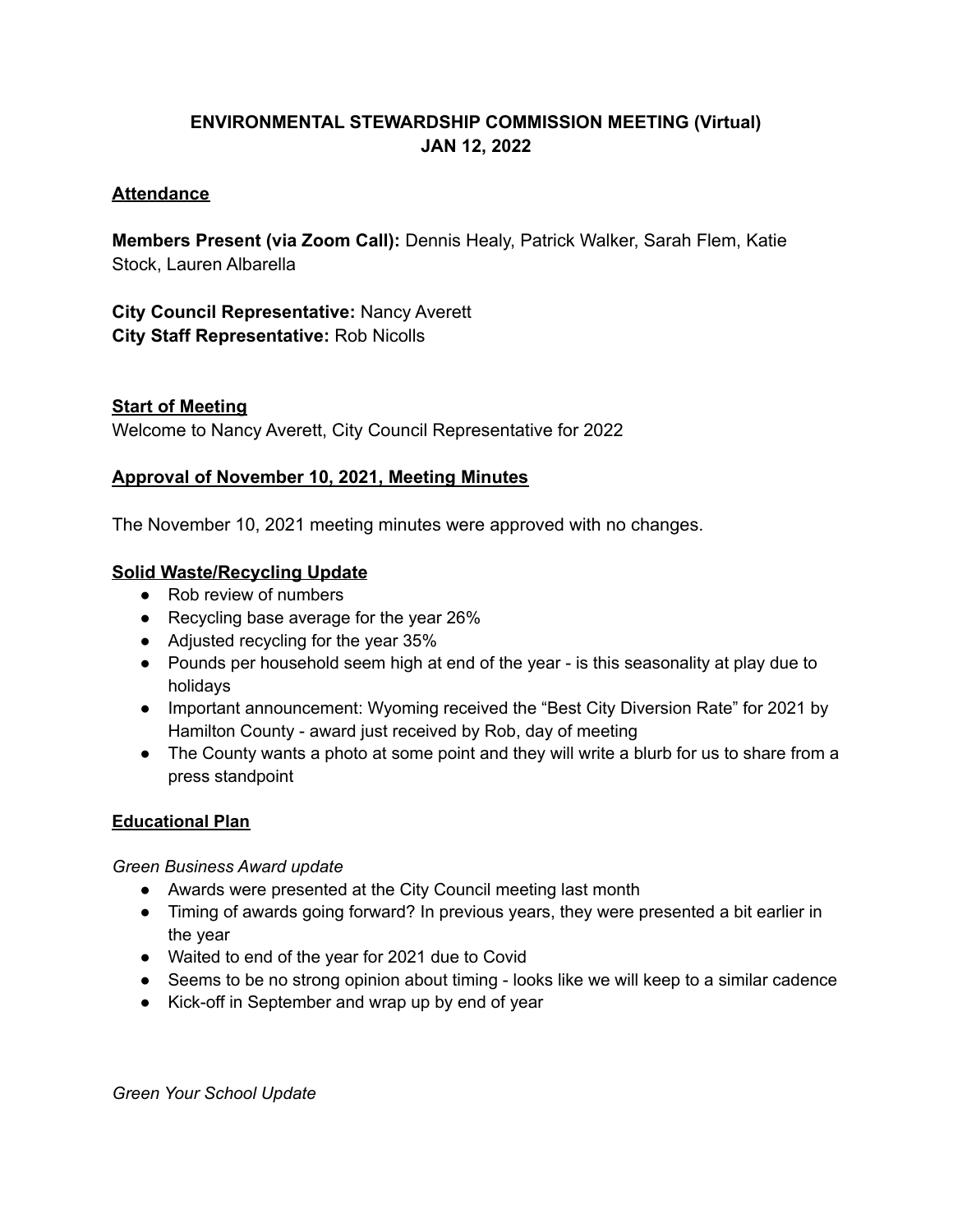# ENVIRONMENTAL STEWARDSHIP COMMISSION MEETING (Virtual)
# JAN 12, 2022

## Attendance

**Members Present (via Zoom Call):** Dennis Healy, Patrick Walker, Sarah Flem, Katie Stock, Lauren Albarella

**City Council Representative:** Nancy Averett
**City Staff Representative:** Rob Nicolls

## Start of Meeting

Welcome to Nancy Averett, City Council Representative for 2022

## Approval of November 10, 2021, Meeting Minutes

The November 10, 2021 meeting minutes were approved with no changes.

## Solid Waste/Recycling Update

- Rob review of numbers
- Recycling base average for the year 26%
- Adjusted recycling for the year 35%
- Pounds per household seem high at end of the year - is this seasonality at play due to holidays
- Important announcement: Wyoming received the "Best City Diversion Rate" for 2021 by Hamilton County - award just received by Rob, day of meeting
- The County wants a photo at some point and they will write a blurb for us to share from a press standpoint

## Educational Plan

*Green Business Award update*

- Awards were presented at the City Council meeting last month
- Timing of awards going forward? In previous years, they were presented a bit earlier in the year
- Waited to end of the year for 2021 due to Covid
- Seems to be no strong opinion about timing - looks like we will keep to a similar cadence
- Kick-off in September and wrap up by end of year

*Green Your School Update*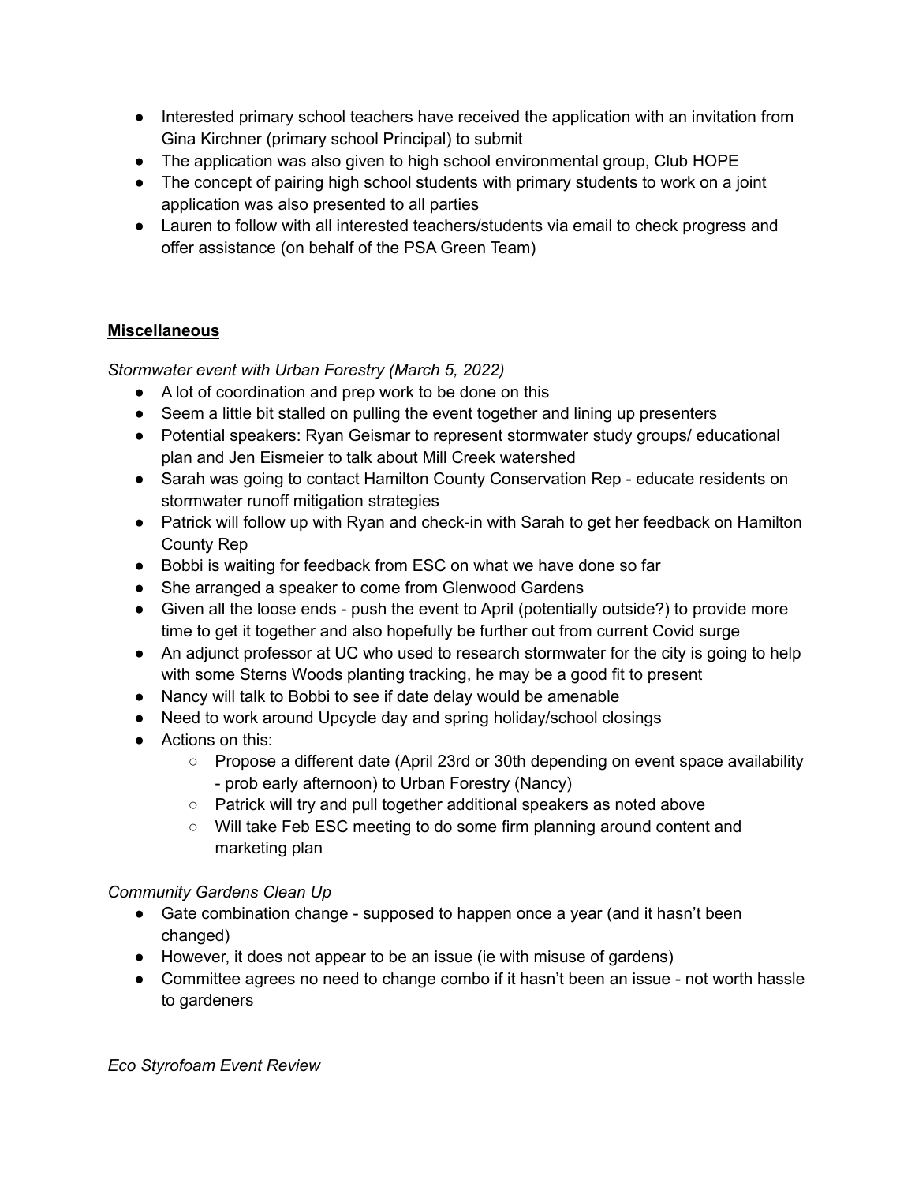- Interested primary school teachers have received the application with an invitation from Gina Kirchner (primary school Principal) to submit
- The application was also given to high school environmental group, Club HOPE
- The concept of pairing high school students with primary students to work on a joint application was also presented to all parties
- Lauren to follow with all interested teachers/students via email to check progress and offer assistance (on behalf of the PSA Green Team)

**Miscellaneous**

*Stormwater event with Urban Forestry (March 5, 2022)*

- A lot of coordination and prep work to be done on this
- Seem a little bit stalled on pulling the event together and lining up presenters
- Potential speakers: Ryan Geismar to represent stormwater study groups/ educational plan and Jen Eismeier to talk about Mill Creek watershed
- Sarah was going to contact Hamilton County Conservation Rep - educate residents on stormwater runoff mitigation strategies
- Patrick will follow up with Ryan and check-in with Sarah to get her feedback on Hamilton County Rep
- Bobbi is waiting for feedback from ESC on what we have done so far
- She arranged a speaker to come from Glenwood Gardens
- Given all the loose ends - push the event to April (potentially outside?) to provide more time to get it together and also hopefully be further out from current Covid surge
- An adjunct professor at UC who used to research stormwater for the city is going to help with some Sterns Woods planting tracking, he may be a good fit to present
- Nancy will talk to Bobbi to see if date delay would be amenable
- Need to work around Upcycle day and spring holiday/school closings
- Actions on this:
    - Propose a different date (April 23rd or 30th depending on event space availability - prob early afternoon) to Urban Forestry (Nancy)
    - Patrick will try and pull together additional speakers as noted above
    - Will take Feb ESC meeting to do some firm planning around content and marketing plan

*Community Gardens Clean Up*

- Gate combination change - supposed to happen once a year (and it hasn't been changed)
- However, it does not appear to be an issue (ie with misuse of gardens)
- Committee agrees no need to change combo if it hasn't been an issue - not worth hassle to gardeners

*Eco Styrofoam Event Review*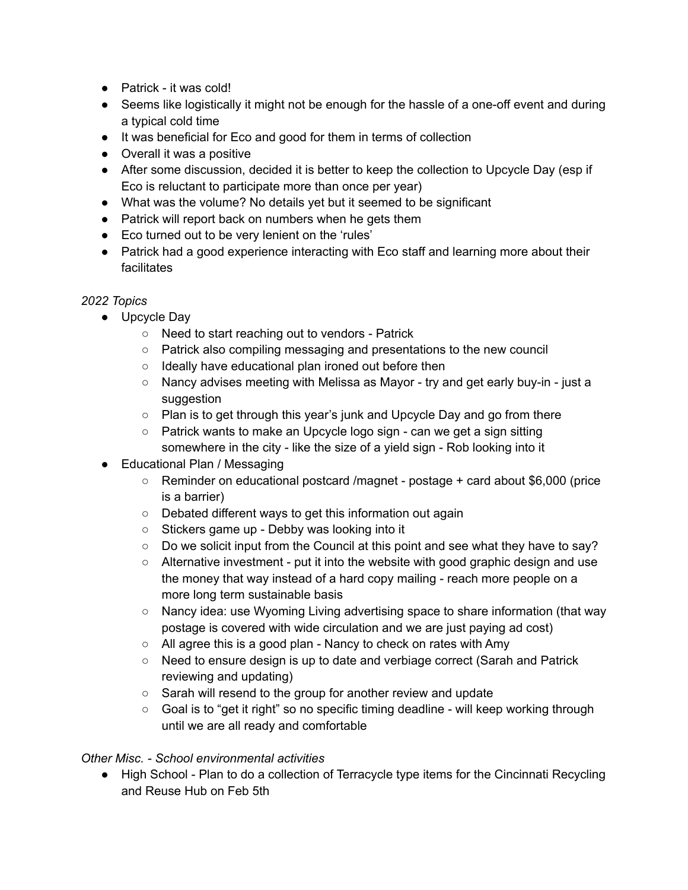- Patrick - it was cold!
- Seems like logistically it might not be enough for the hassle of a one-off event and during a typical cold time
- It was beneficial for Eco and good for them in terms of collection
- Overall it was a positive
- After some discussion, decided it is better to keep the collection to Upcycle Day (esp if Eco is reluctant to participate more than once per year)
- What was the volume? No details yet but it seemed to be significant
- Patrick will report back on numbers when he gets them
- Eco turned out to be very lenient on the 'rules'
- Patrick had a good experience interacting with Eco staff and learning more about their facilitates

*2022 Topics*

- Upcycle Day
  - Need to start reaching out to vendors - Patrick
  - Patrick also compiling messaging and presentations to the new council
  - Ideally have educational plan ironed out before then
  - Nancy advises meeting with Melissa as Mayor - try and get early buy-in - just a suggestion
  - Plan is to get through this year's junk and Upcycle Day and go from there
  - Patrick wants to make an Upcycle logo sign - can we get a sign sitting somewhere in the city - like the size of a yield sign - Rob looking into it
- Educational Plan / Messaging
  - Reminder on educational postcard /magnet - postage + card about $6,000 (price is a barrier)
  - Debated different ways to get this information out again
  - Stickers game up - Debby was looking into it
  - Do we solicit input from the Council at this point and see what they have to say?
  - Alternative investment - put it into the website with good graphic design and use the money that way instead of a hard copy mailing - reach more people on a more long term sustainable basis
  - Nancy idea: use Wyoming Living advertising space to share information (that way postage is covered with wide circulation and we are just paying ad cost)
  - All agree this is a good plan - Nancy to check on rates with Amy
  - Need to ensure design is up to date and verbiage correct (Sarah and Patrick reviewing and updating)
  - Sarah will resend to the group for another review and update
  - Goal is to "get it right" so no specific timing deadline - will keep working through until we are all ready and comfortable

*Other Misc. - School environmental activities*

- High School - Plan to do a collection of Terracycle type items for the Cincinnati Recycling and Reuse Hub on Feb 5th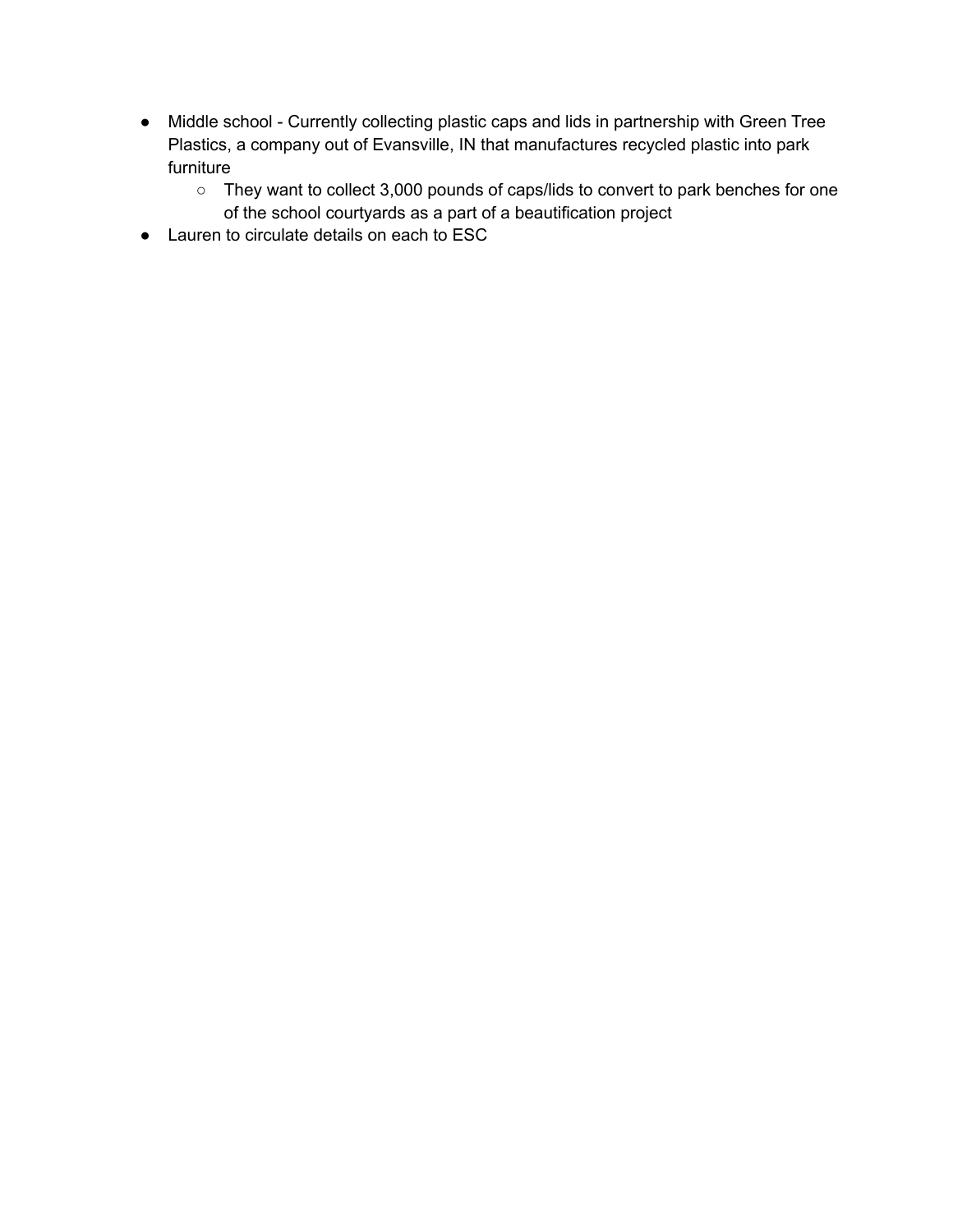- Middle school - Currently collecting plastic caps and lids in partnership with Green Tree Plastics, a company out of Evansville, IN that manufactures recycled plastic into park furniture
    - They want to collect 3,000 pounds of caps/lids to convert to park benches for one of the school courtyards as a part of a beautification project
- Lauren to circulate details on each to ESC